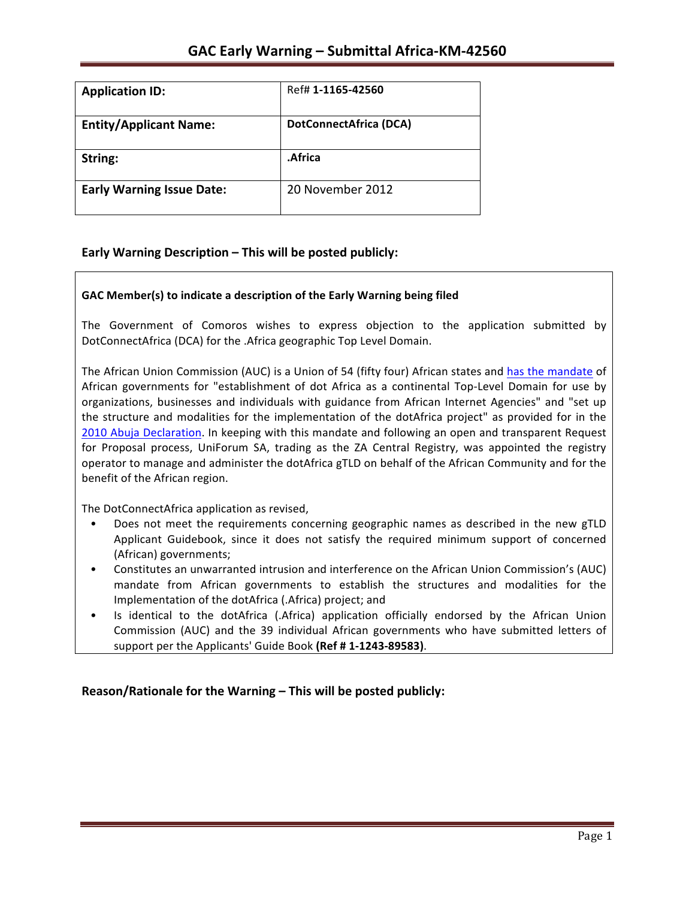# GAC Early Warning – Submittal Africa-KM-42560

| Application ID: | Ref# **1-1165-42560** |
|---|---|
| **Entity/Applicant Name:** | **DotConnectAfrica (DCA)** |
| **String:** | **.Africa** |
| **Early Warning Issue Date:** | 20 November 2012 |

## Early Warning Description – This will be posted publicly:

**GAC Member(s) to indicate a description of the Early Warning being filed**

The Government of Comoros wishes to express objection to the application submitted by DotConnectAfrica (DCA) for the .Africa geographic Top Level Domain.

The African Union Commission (AUC) is a Union of 54 (fifty four) African states and has the mandate of African governments for "establishment of dot Africa as a continental Top-Level Domain for use by organizations, businesses and individuals with guidance from African Internet Agencies" and "set up the structure and modalities for the implementation of the dotAfrica project" as provided for in the 2010 Abuja Declaration. In keeping with this mandate and following an open and transparent Request for Proposal process, UniForum SA, trading as the ZA Central Registry, was appointed the registry operator to manage and administer the dotAfrica gTLD on behalf of the African Community and for the benefit of the African region.

The DotConnectAfrica application as revised,

- Does not meet the requirements concerning geographic names as described in the new gTLD Applicant Guidebook, since it does not satisfy the required minimum support of concerned (African) governments;
- Constitutes an unwarranted intrusion and interference on the African Union Commission's (AUC) mandate from African governments to establish the structures and modalities for the Implementation of the dotAfrica (.Africa) project; and
- Is identical to the dotAfrica (.Africa) application officially endorsed by the African Union Commission (AUC) and the 39 individual African governments who have submitted letters of support per the Applicants' Guide Book **(Ref # 1-1243-89583)**.

## Reason/Rationale for the Warning – This will be posted publicly: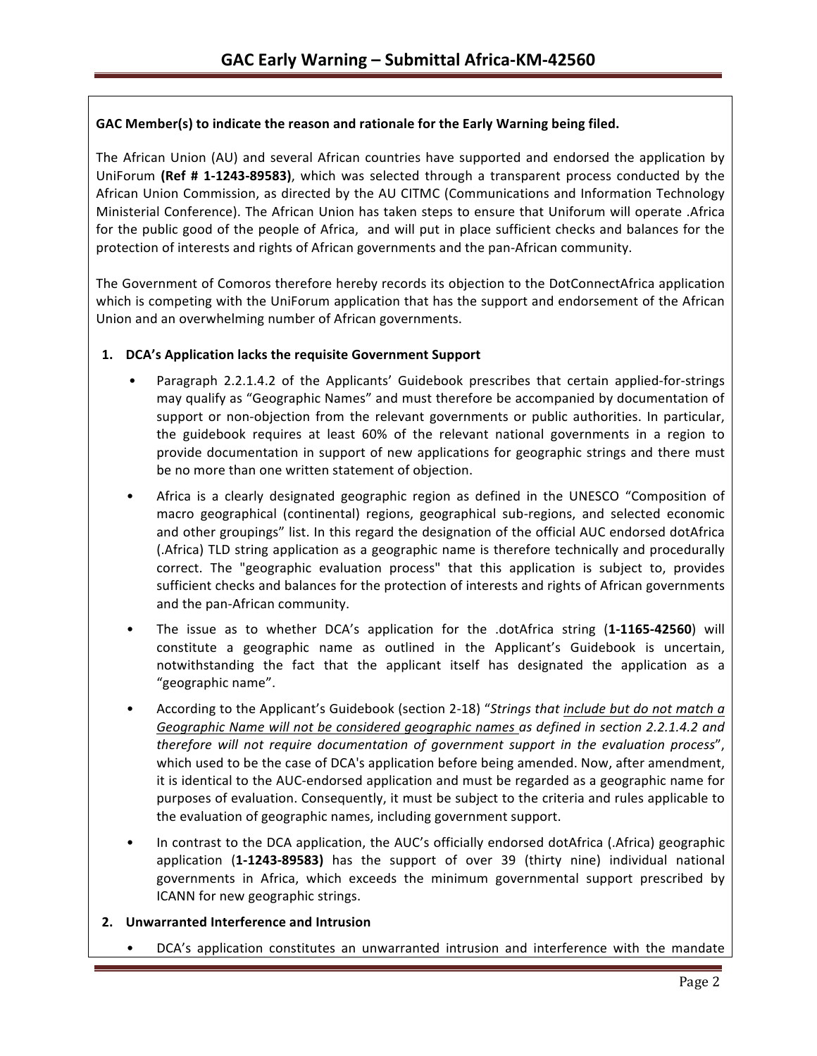**GAC Member(s) to indicate the reason and rationale for the Early Warning being filed.**

The African Union (AU) and several African countries have supported and endorsed the application by UniForum **(Ref # 1-1243-89583)**, which was selected through a transparent process conducted by the African Union Commission, as directed by the AU CITMC (Communications and Information Technology Ministerial Conference). The African Union has taken steps to ensure that Uniforum will operate .Africa for the public good of the people of Africa, and will put in place sufficient checks and balances for the protection of interests and rights of African governments and the pan-African community.

The Government of Comoros therefore hereby records its objection to the DotConnectAfrica application which is competing with the UniForum application that has the support and endorsement of the African Union and an overwhelming number of African governments.

**1. DCA's Application lacks the requisite Government Support**

- Paragraph 2.2.1.4.2 of the Applicants' Guidebook prescribes that certain applied-for-strings may qualify as "Geographic Names" and must therefore be accompanied by documentation of support or non-objection from the relevant governments or public authorities. In particular, the guidebook requires at least 60% of the relevant national governments in a region to provide documentation in support of new applications for geographic strings and there must be no more than one written statement of objection.
- Africa is a clearly designated geographic region as defined in the UNESCO "Composition of macro geographical (continental) regions, geographical sub-regions, and selected economic and other groupings" list. In this regard the designation of the official AUC endorsed dotAfrica (.Africa) TLD string application as a geographic name is therefore technically and procedurally correct. The "geographic evaluation process" that this application is subject to, provides sufficient checks and balances for the protection of interests and rights of African governments and the pan-African community.
- The issue as to whether DCA's application for the .dotAfrica string (**1-1165-42560**) will constitute a geographic name as outlined in the Applicant's Guidebook is uncertain, notwithstanding the fact that the applicant itself has designated the application as a "geographic name".
- According to the Applicant's Guidebook (section 2-18) "*Strings that include but do not match a Geographic Name will not be considered geographic names as defined in section 2.2.1.4.2 and therefore will not require documentation of government support in the evaluation process*", which used to be the case of DCA's application before being amended. Now, after amendment, it is identical to the AUC-endorsed application and must be regarded as a geographic name for purposes of evaluation. Consequently, it must be subject to the criteria and rules applicable to the evaluation of geographic names, including government support.
- In contrast to the DCA application, the AUC's officially endorsed dotAfrica (.Africa) geographic application (**1-1243-89583)** has the support of over 39 (thirty nine) individual national governments in Africa, which exceeds the minimum governmental support prescribed by ICANN for new geographic strings.

**2. Unwarranted Interference and Intrusion**

- DCA's application constitutes an unwarranted intrusion and interference with the mandate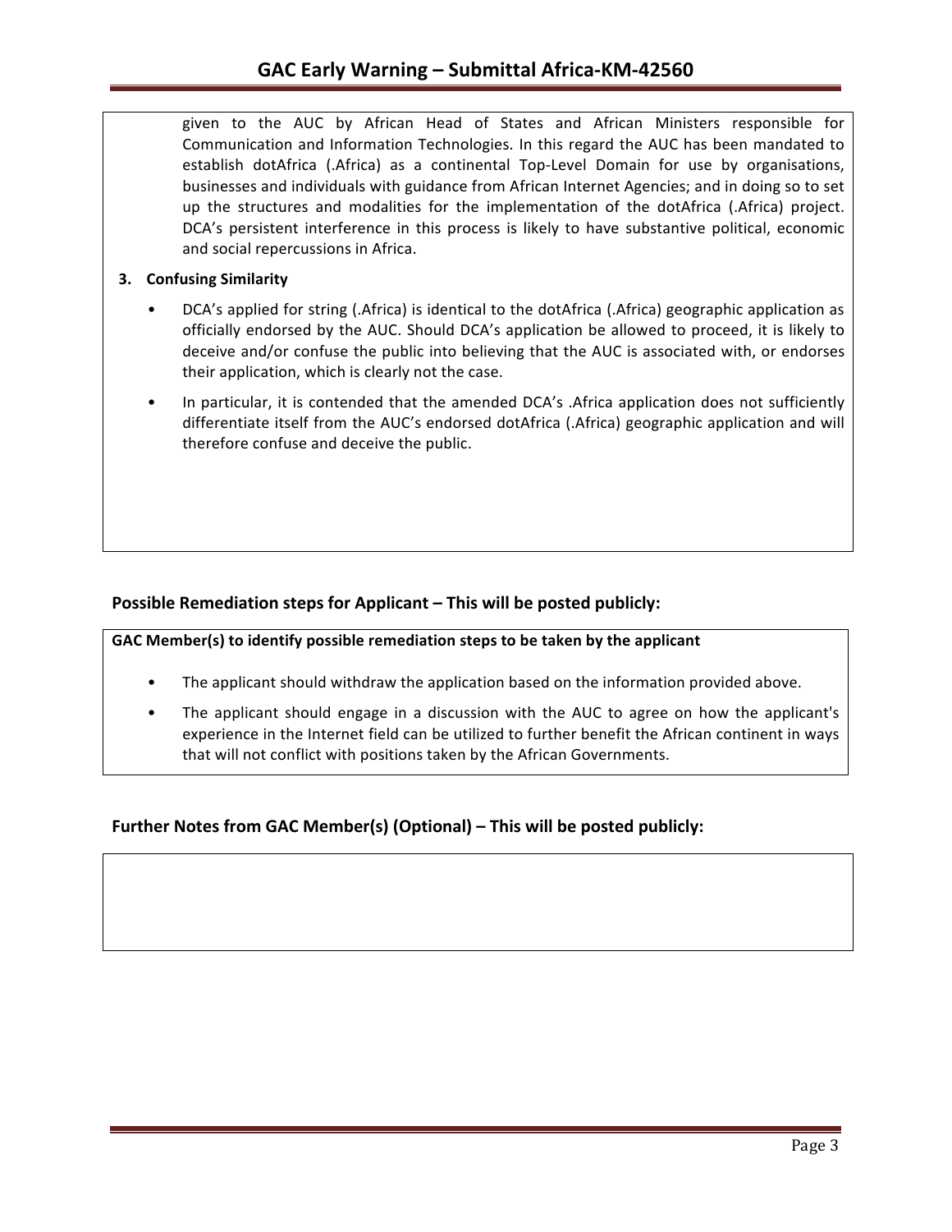given to the AUC by African Head of States and African Ministers responsible for Communication and Information Technologies. In this regard the AUC has been mandated to establish dotAfrica (.Africa) as a continental Top-Level Domain for use by organisations, businesses and individuals with guidance from African Internet Agencies; and in doing so to set up the structures and modalities for the implementation of the dotAfrica (.Africa) project. DCA's persistent interference in this process is likely to have substantive political, economic and social repercussions in Africa.

**3. Confusing Similarity**

- DCA's applied for string (.Africa) is identical to the dotAfrica (.Africa) geographic application as officially endorsed by the AUC. Should DCA's application be allowed to proceed, it is likely to deceive and/or confuse the public into believing that the AUC is associated with, or endorses their application, which is clearly not the case.
- In particular, it is contended that the amended DCA's .Africa application does not sufficiently differentiate itself from the AUC's endorsed dotAfrica (.Africa) geographic application and will therefore confuse and deceive the public.

## Possible Remediation steps for Applicant – This will be posted publicly:

**GAC Member(s) to identify possible remediation steps to be taken by the applicant**

- The applicant should withdraw the application based on the information provided above.
- The applicant should engage in a discussion with the AUC to agree on how the applicant's experience in the Internet field can be utilized to further benefit the African continent in ways that will not conflict with positions taken by the African Governments.

## Further Notes from GAC Member(s) (Optional) – This will be posted publicly: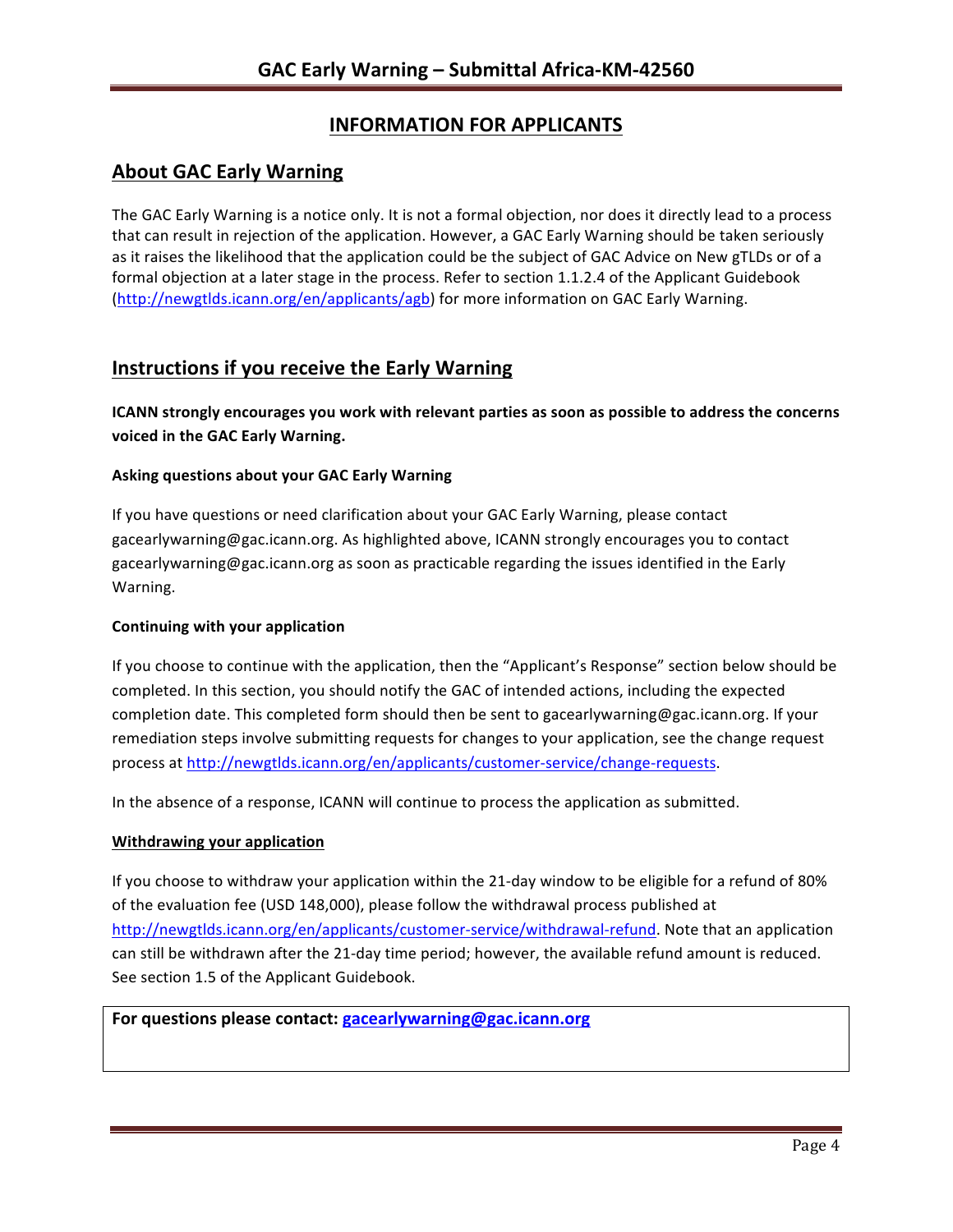# INFORMATION FOR APPLICANTS

## About GAC Early Warning

The GAC Early Warning is a notice only. It is not a formal objection, nor does it directly lead to a process that can result in rejection of the application. However, a GAC Early Warning should be taken seriously as it raises the likelihood that the application could be the subject of GAC Advice on New gTLDs or of a formal objection at a later stage in the process. Refer to section 1.1.2.4 of the Applicant Guidebook (http://newgtlds.icann.org/en/applicants/agb) for more information on GAC Early Warning.

## Instructions if you receive the Early Warning

**ICANN strongly encourages you work with relevant parties as soon as possible to address the concerns voiced in the GAC Early Warning.**

#### Asking questions about your GAC Early Warning

If you have questions or need clarification about your GAC Early Warning, please contact gacearlywarning@gac.icann.org. As highlighted above, ICANN strongly encourages you to contact gacearlywarning@gac.icann.org as soon as practicable regarding the issues identified in the Early Warning.

#### Continuing with your application

If you choose to continue with the application, then the "Applicant's Response" section below should be completed. In this section, you should notify the GAC of intended actions, including the expected completion date. This completed form should then be sent to gacearlywarning@gac.icann.org. If your remediation steps involve submitting requests for changes to your application, see the change request process at http://newgtlds.icann.org/en/applicants/customer-service/change-requests.

In the absence of a response, ICANN will continue to process the application as submitted.

#### Withdrawing your application

If you choose to withdraw your application within the 21-day window to be eligible for a refund of 80% of the evaluation fee (USD 148,000), please follow the withdrawal process published at http://newgtlds.icann.org/en/applicants/customer-service/withdrawal-refund. Note that an application can still be withdrawn after the 21-day time period; however, the available refund amount is reduced. See section 1.5 of the Applicant Guidebook.

**For questions please contact: gacearlywarning@gac.icann.org**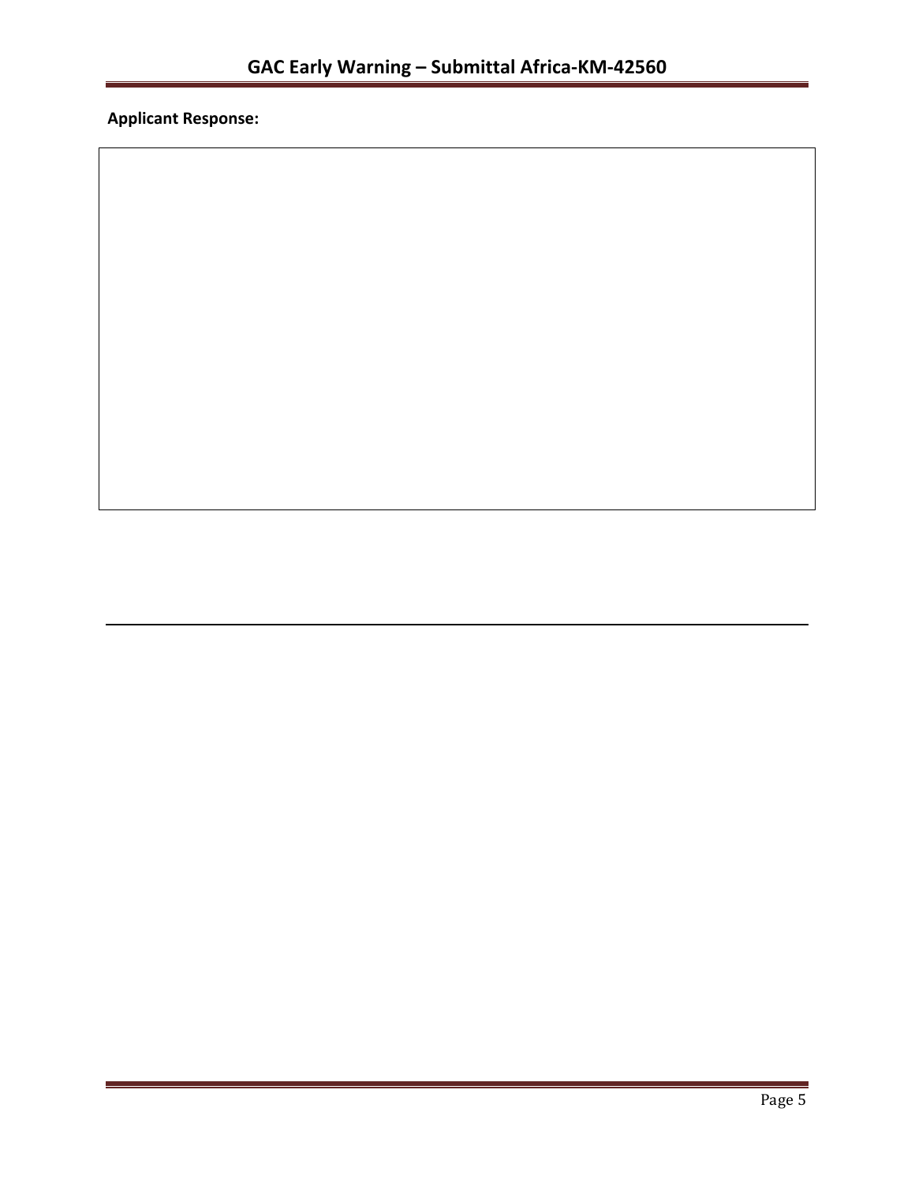**Applicant Response:**